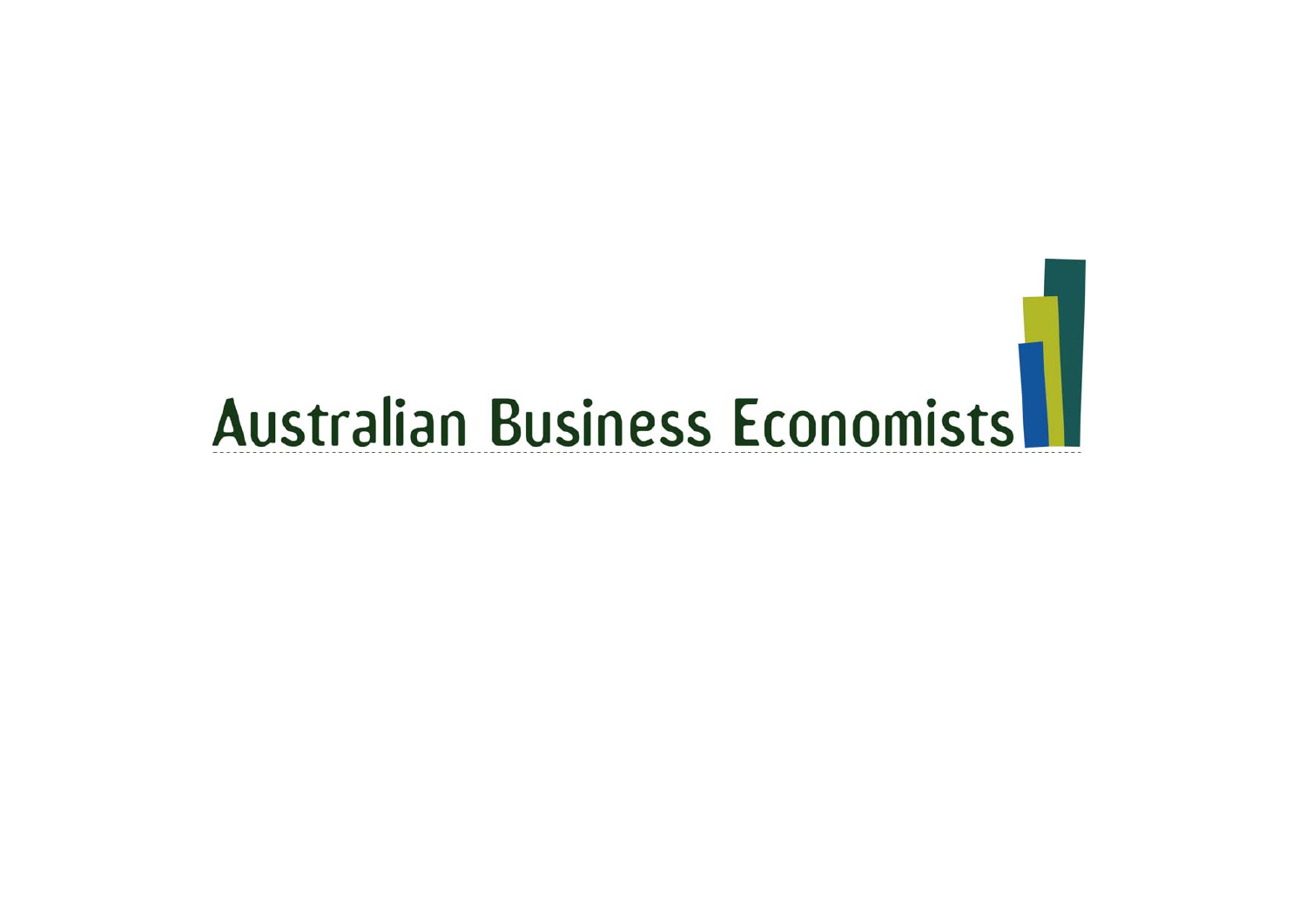# Australian Business Economists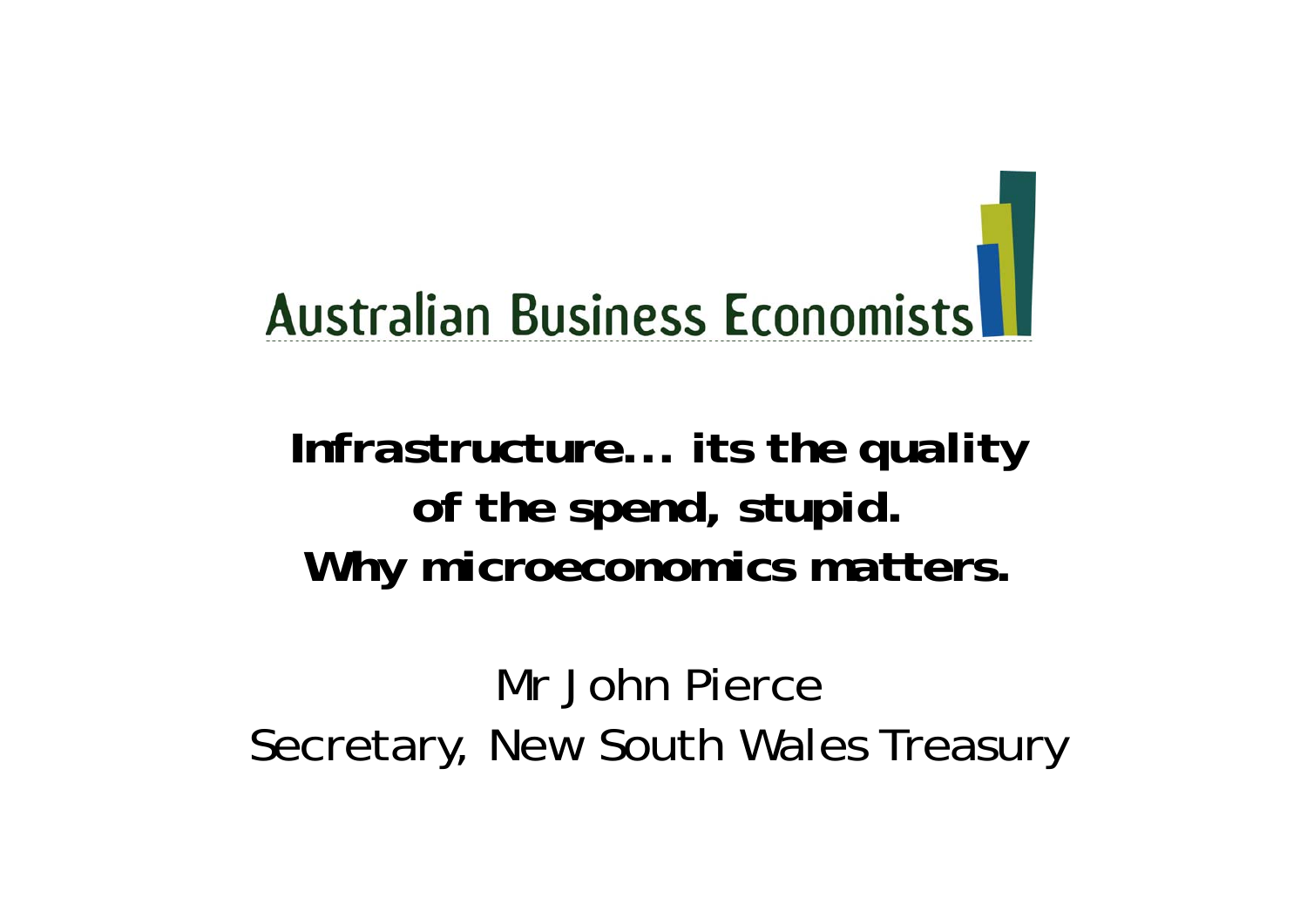Australian Business Economists

# Infrastructure… its the quality of the spend, stupid. Why microeconomics matters.

Mr John Pierce

Secretary, New South Wales Treasury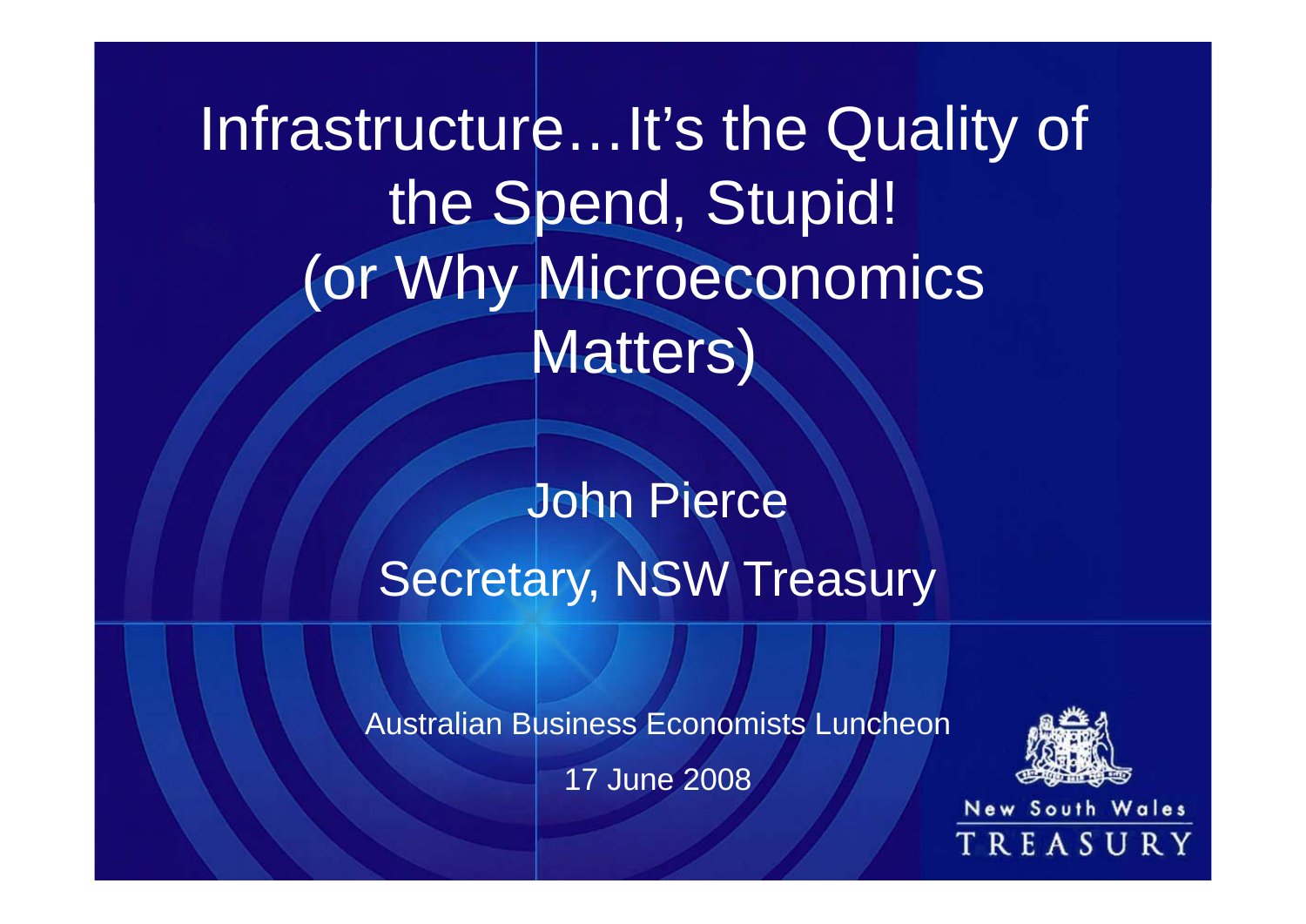# Infrastructure…It's the Quality of the Spend, Stupid! (or Why Microeconomics Matters)

John Pierce

Secretary, NSW Treasury

Australian Business Economists Luncheon

17 June 2008

New South Wales

TREASURY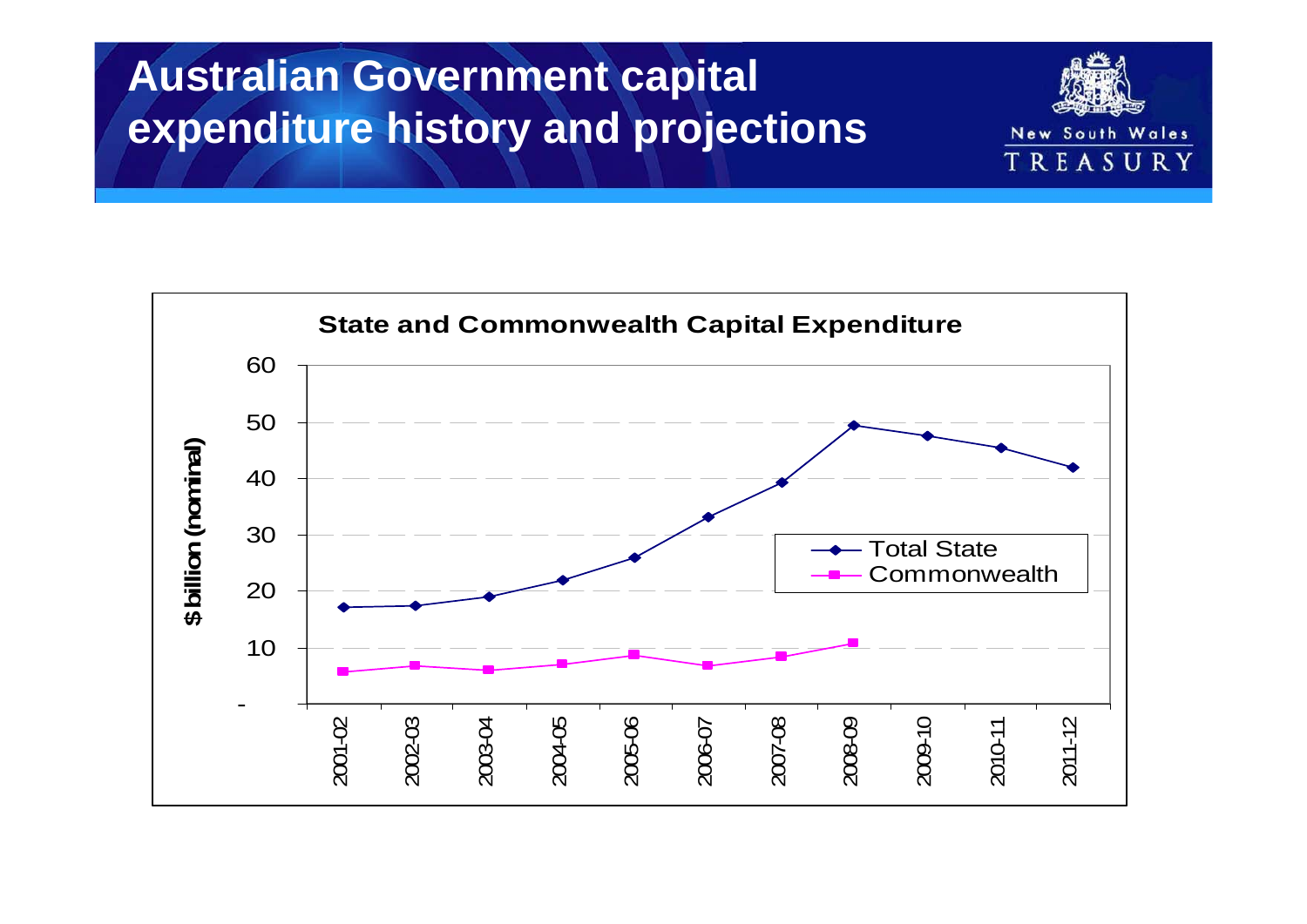# Australian Government capital expenditure history and projections

**State and Commonwealth Capital Expenditure**

$billion (nominal)

| Year | Total State | Commonwealth |
|---|---|---|
| 2001-02 | ~17 | ~6 |
| 2002-03 | ~17.5 | ~7 |
| 2003-04 | ~19 | ~6 |
| 2004-05 | ~22 | ~7 |
| 2005-06 | ~26 | ~9 |
| 2006-07 | ~33 | ~7 |
| 2007-08 | ~39 | ~8.5 |
| 2008-09 | ~49.5 | ~11 |
| 2009-10 | ~47.5 | |
| 2010-11 | ~45.5 | |
| 2011-12 | ~42 | |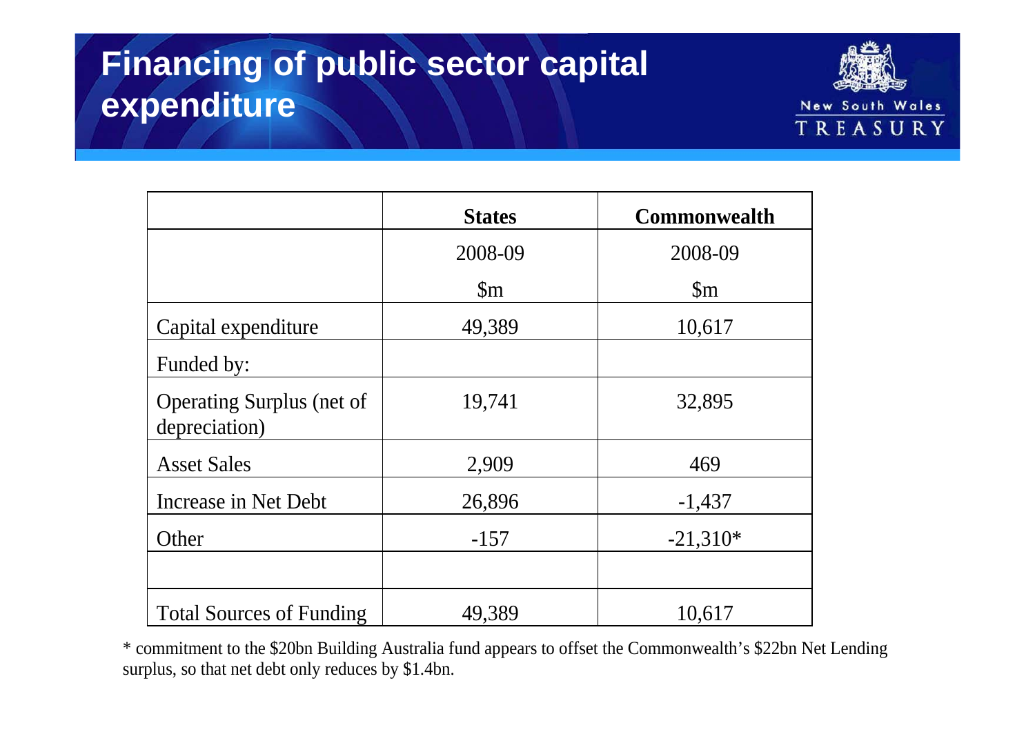# Financing of public sector capital expenditure

| | States | Commonwealth |
|---|---|---|
| | 2008-09 | 2008-09 |
| | $m | $m |
| Capital expenditure | 49,389 | 10,617 |
| Funded by: | | |
| Operating Surplus (net of depreciation) | 19,741 | 32,895 |
| Asset Sales | 2,909 | 469 |
| Increase in Net Debt | 26,896 | -1,437 |
| Other | -157 | -21,310* |
| | | |
| Total Sources of Funding | 49,389 | 10,617 |

* commitment to the $20bn Building Australia fund appears to offset the Commonwealth's $22bn Net Lending surplus, so that net debt only reduces by $1.4bn.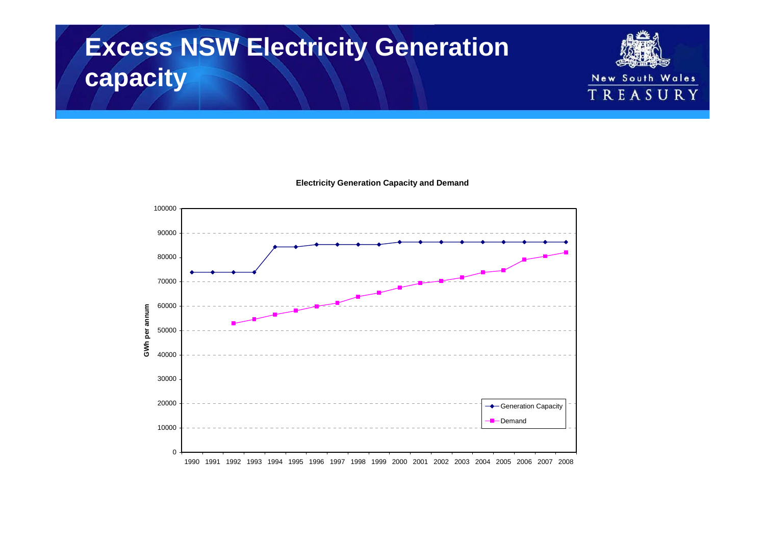# Excess NSW Electricity Generation capacity

New South Wales TREASURY

**Electricity Generation Capacity and Demand**

GWh per annum

| Year | Generation Capacity | Demand |
|---|---|---|
| 1990 | 74000 | |
| 1991 | 74000 | |
| 1992 | 74000 | 53000 |
| 1993 | 74000 | 54700 |
| 1994 | 84300 | 56600 |
| 1995 | 84300 | 58200 |
| 1996 | 85300 | 59900 |
| 1997 | 85300 | 61300 |
| 1998 | 85300 | 63900 |
| 1999 | 85300 | 65500 |
| 2000 | 86300 | 67600 |
| 2001 | 86300 | 69400 |
| 2002 | 86300 | 70300 |
| 2003 | 86300 | 71800 |
| 2004 | 86300 | 73900 |
| 2005 | 86300 | 74700 |
| 2006 | 86300 | 79100 |
| 2007 | 86300 | 80500 |
| 2008 | 86300 | 82000 |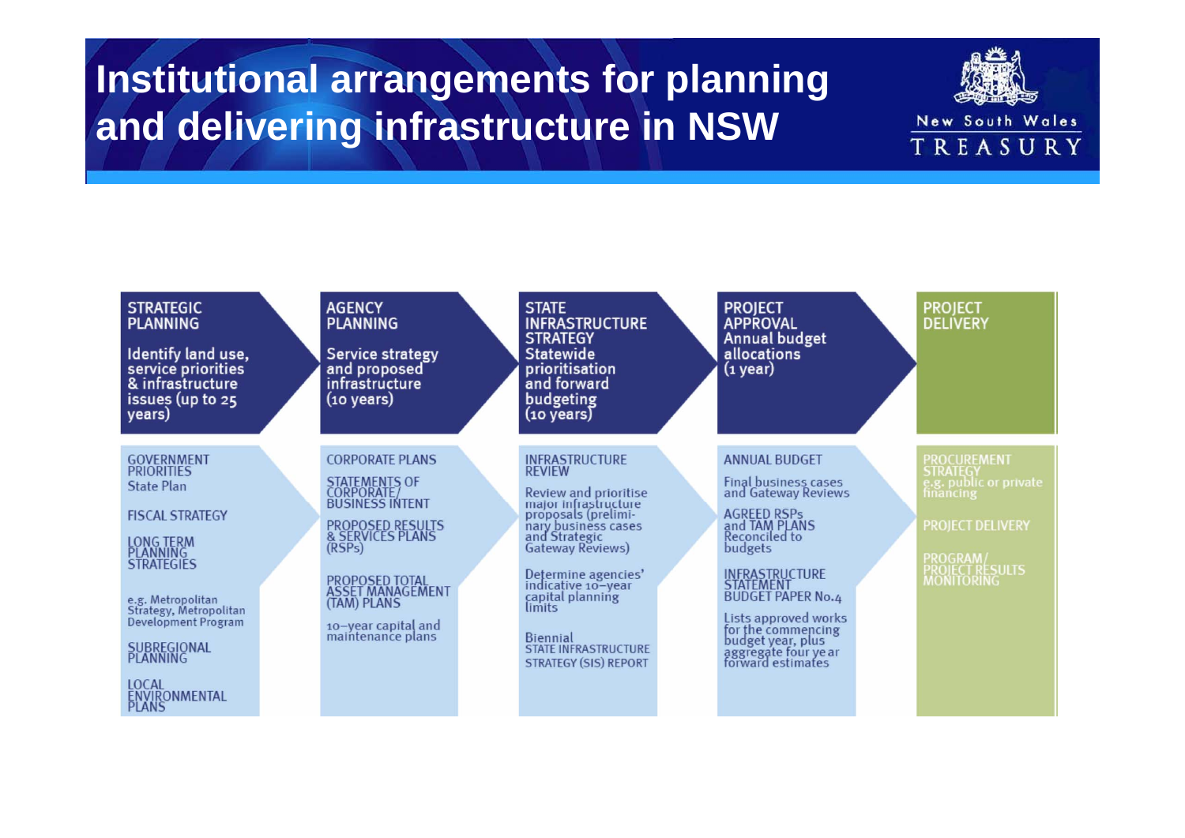# Institutional arrangements for planning and delivering infrastructure in NSW

| STRATEGIC PLANNING | AGENCY PLANNING | STATE INFRASTRUCTURE STRATEGY | PROJECT APPROVAL | PROJECT DELIVERY |
|---|---|---|---|---|
| Identify land use, service priorities & infrastructure issues (up to 25 years) | Service strategy and proposed infrastructure (10 years) | Statewide prioritisation and forward budgeting (10 years) | Annual budget allocations (1 year) | |
| GOVERNMENT PRIORITIES<br>State Plan<br><br>FISCAL STRATEGY<br><br>LONG TERM PLANNING STRATEGIES<br><br>e.g. Metropolitan Strategy, Metropolitan Development Program<br><br>SUBREGIONAL PLANNING<br><br>LOCAL ENVIRONMENTAL PLANS | CORPORATE PLANS<br><br>STATEMENTS OF CORPORATE/ BUSINESS INTENT<br><br>PROPOSED RESULTS & SERVICES PLANS (RSPs)<br><br>PROPOSED TOTAL ASSET MANAGEMENT (TAM) PLANS<br><br>10–year capital and maintenance plans | INFRASTRUCTURE REVIEW<br><br>Review and prioritise major infrastructure proposals (preliminary business cases and Strategic Gateway Reviews)<br><br>Determine agencies' indicative 10–year capital planning limits<br><br>Biennial STATE INFRASTRUCTURE STRATEGY (SIS) REPORT | ANNUAL BUDGET<br><br>Final business cases and Gateway Reviews<br><br>AGREED RSPs and TAM PLANS Reconciled to budgets<br><br>INFRASTRUCTURE STATEMENT BUDGET PAPER No.4<br><br>Lists approved works for the commencing budget year, plus aggregate four year forward estimates | PROCUREMENT STRATEGY<br>e.g. public or private financing<br><br>PROJECT DELIVERY<br><br>PROGRAM/ PROJECT RESULTS MONITORING |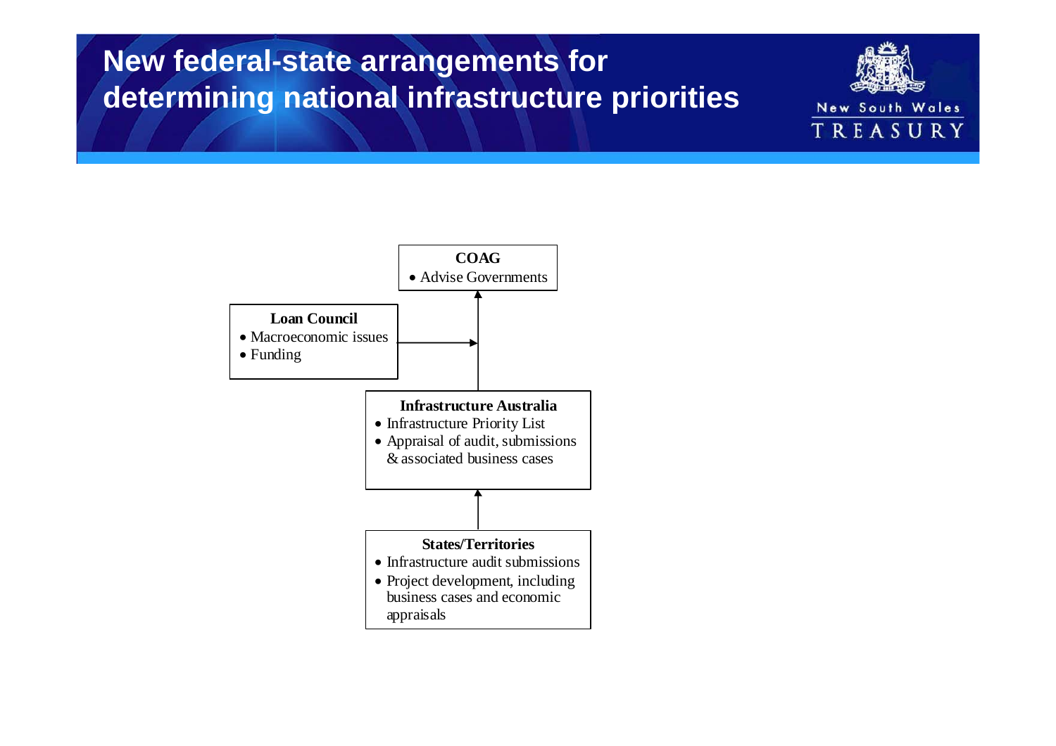# New federal-state arrangements for determining national infrastructure priorities

**COAG**
- Advise Governments

**Loan Council**
- Macroeconomic issues
- Funding

**Infrastructure Australia**
- Infrastructure Priority List
- Appraisal of audit, submissions & associated business cases

**States/Territories**
- Infrastructure audit submissions
- Project development, including business cases and economic appraisals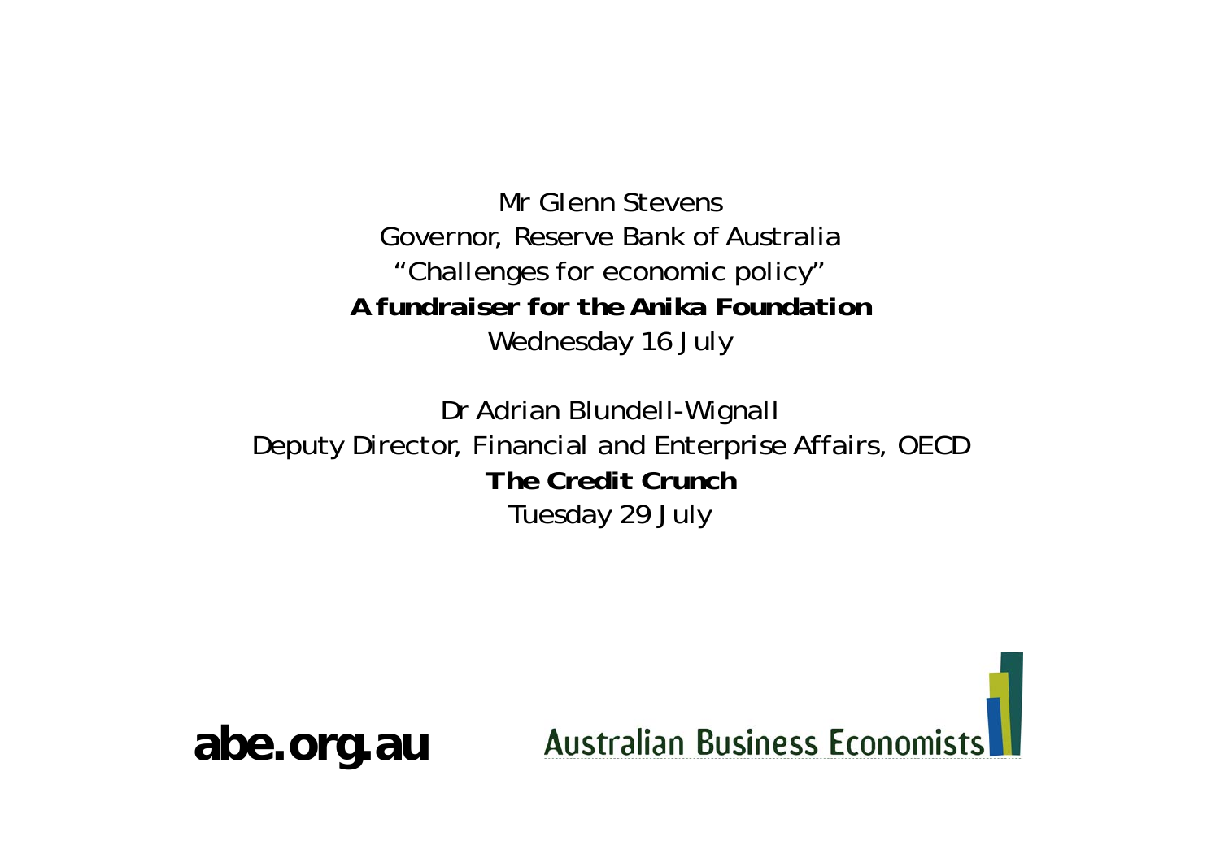Mr Glenn Stevens

Governor, Reserve Bank of Australia

“Challenges for economic policy”

**A fundraiser for the Anika Foundation**

Wednesday 16 July

Dr Adrian Blundell-Wignall

Deputy Director, Financial and Enterprise Affairs, OECD

**The Credit Crunch**

Tuesday 29 July

**abe.org.au**

Australian Business Economists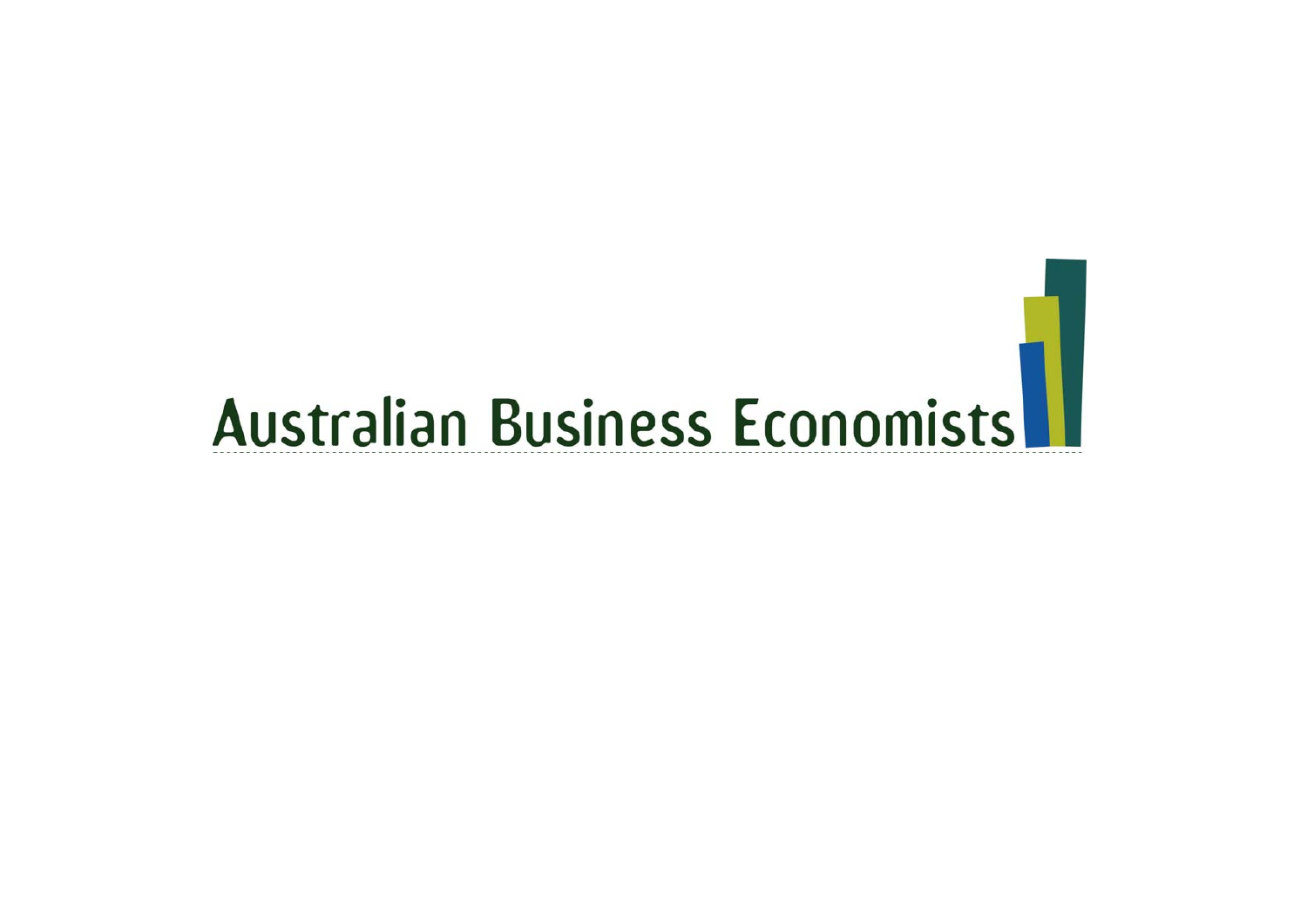Australian Business Economists